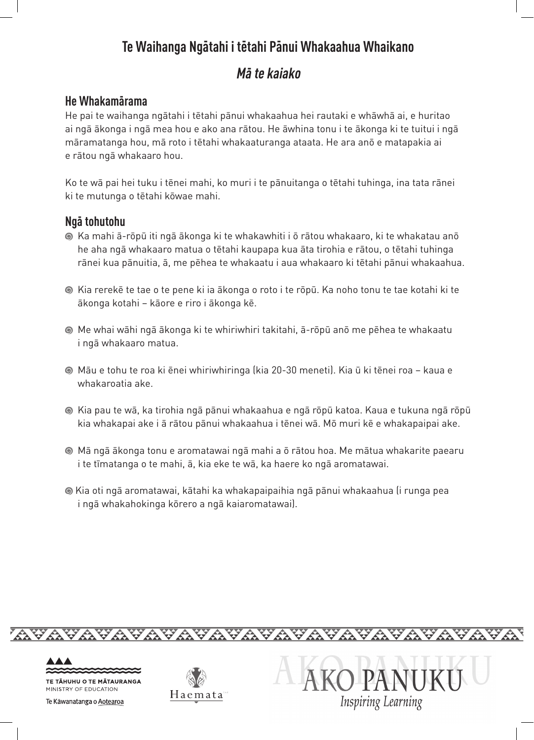# Te Waihanga Ngātahi i tētahi Pānui Whakaahua Whaikano

## *Mā te kaiako*

### He Whakamārama

He pai te waihanga ngātahi i tētahi pānui whakaahua hei rautaki e whāwhā ai, e huritao ai ngā ākonga i ngā mea hou e ako ana rātou. He āwhina tonu i te ākonga ki te tuitui i ngā māramatanga hou, mā roto i tētahi whakaaturanga ataata. He ara anō e matapakia ai e rātou ngā whakaaro hou.

Ko te wā pai hei tuku i tēnei mahi, ko muri i te pānuitanga o tētahi tuhinga, ina tata rānei ki te mutunga o tētahi kōwae mahi.

### Ngā tohutohu

- Ka mahi ā-rōpū iti ngā ākonga ki te whakawhiti i ō rātou whakaaro, ki te whakatau anō he aha ngā whakaaro matua o tētahi kaupapa kua āta tirohia e rātou, o tētahi tuhinga rānei kua pānuitia, ā, me pēhea te whakaatu i aua whakaaro ki tētahi pānui whakaahua.
- Kia rerekē te tae o te pene ki ia ākonga o roto i te rōpū. Ka noho tonu te tae kotahi ki te ākonga kotahi – kāore e riro i ākonga kē.
- Me whai wāhi ngā ākonga ki te whiriwhiri takitahi, ā-rōpū anō me pēhea te whakaatu i ngā whakaaro matua.
- Māu e tohu te roa ki ēnei whiriwhiringa (kia 20-30 meneti). Kia ū ki tēnei roa – kaua e whakaroatia ake.
- Kia pau te wā, ka tirohia ngā pānui whakaahua e ngā rōpū katoa. Kaua e tukuna ngā rōpū kia whakapai ake i ā rātou pānui whakaahua i tēnei wā. Mō muri kē e whakapaipai ake.
- Mā ngā ākonga tonu e aromatawai ngā mahi a ō rātou hoa. Me mātua whakarite paearu i te tīmatanga o te mahi, ā, kia eke te wā, ka haere ko ngā aromatawai.
- Kia oti ngā aromatawai, kātahi ka whakapaipaihia ngā pānui whakaahua (i runga pea i ngā whakahokinga kōrero a ngā kaiaromatawai).

TE TĀHUHU O TE MĀTAURANGA
MINISTRY OF EDUCATION
Te Kāwanatanga o Aotearoa

Haemata

AKO PANUKU
*Inspiring Learning*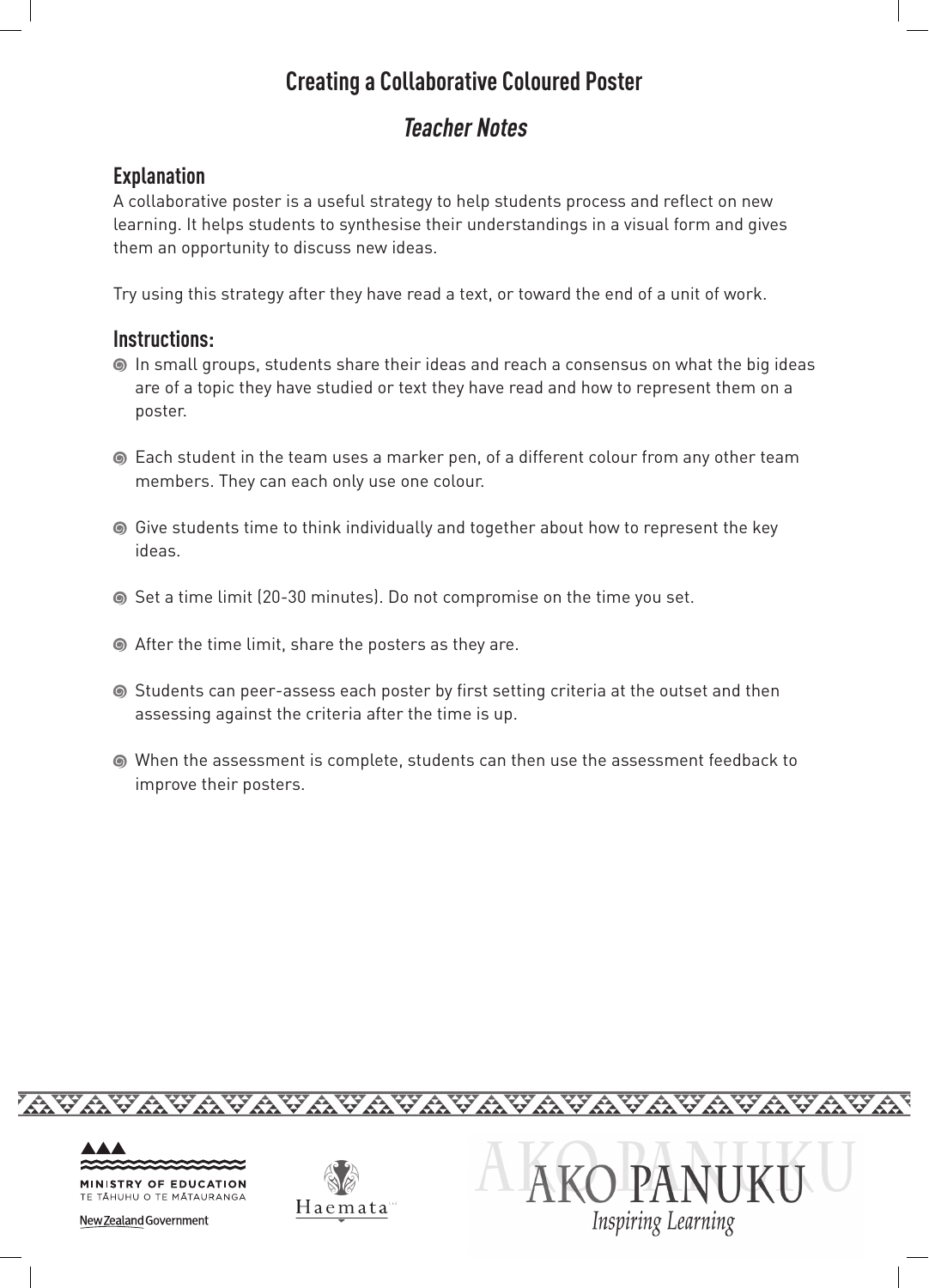# Creating a Collaborative Coloured Poster

## *Teacher Notes*

### Explanation

A collaborative poster is a useful strategy to help students process and reflect on new learning. It helps students to synthesise their understandings in a visual form and gives them an opportunity to discuss new ideas.

Try using this strategy after they have read a text, or toward the end of a unit of work.

### Instructions:

- In small groups, students share their ideas and reach a consensus on what the big ideas are of a topic they have studied or text they have read and how to represent them on a poster.
- Each student in the team uses a marker pen, of a different colour from any other team members. They can each only use one colour.
- Give students time to think individually and together about how to represent the key ideas.
- Set a time limit (20-30 minutes). Do not compromise on the time you set.
- After the time limit, share the posters as they are.
- Students can peer-assess each poster by first setting criteria at the outset and then assessing against the criteria after the time is up.
- When the assessment is complete, students can then use the assessment feedback to improve their posters.

MINISTRY OF EDUCATION
TE TĀHUHU O TE MĀTAURANGA
New Zealand Government

Haemata

AKO PANUKU
Inspiring Learning